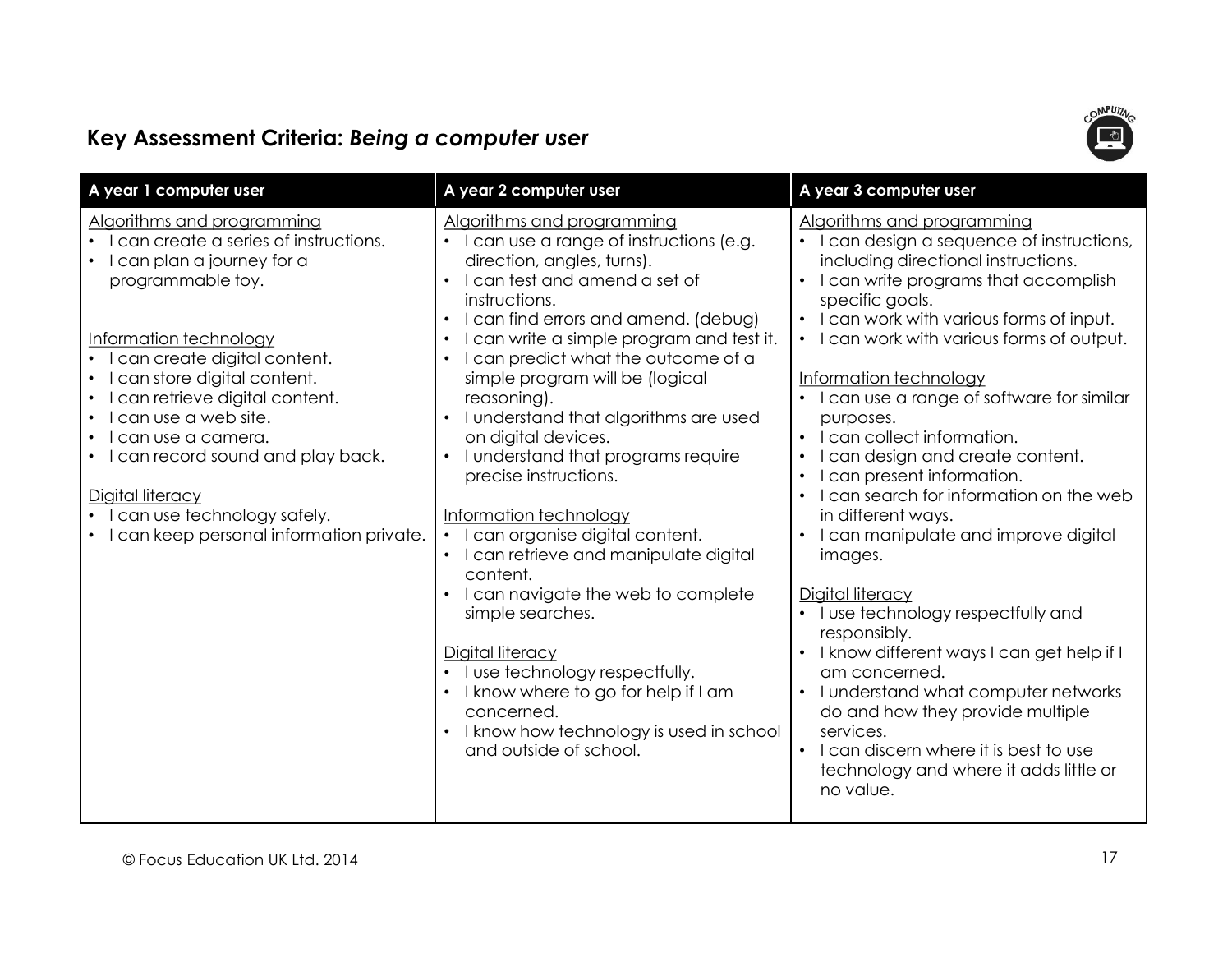## Key Assessment Criteria: *Being a computer user*

| A year 1 computer user | A year 2 computer user | A year 3 computer user |
|---|---|---|
| <u>Algorithms and programming</u><br>• I can create a series of instructions.<br>• I can plan a journey for a programmable toy.<br><br><u>Information technology</u><br>• I can create digital content.<br>• I can store digital content.<br>• I can retrieve digital content.<br>• I can use a web site.<br>• I can use a camera.<br>• I can record sound and play back.<br><br><u>Digital literacy</u><br>• I can use technology safely.<br>• I can keep personal information private. | <u>Algorithms and programming</u><br>• I can use a range of instructions (e.g. direction, angles, turns).<br>• I can test and amend a set of instructions.<br>• I can find errors and amend. (debug)<br>• I can write a simple program and test it.<br>• I can predict what the outcome of a simple program will be (logical reasoning).<br>• I understand that algorithms are used on digital devices.<br>• I understand that programs require precise instructions.<br><br><u>Information technology</u><br>• I can organise digital content.<br>• I can retrieve and manipulate digital content.<br>• I can navigate the web to complete simple searches.<br><br><u>Digital literacy</u><br>• I use technology respectfully.<br>• I know where to go for help if I am concerned.<br>• I know how technology is used in school and outside of school. | <u>Algorithms and programming</u><br>• I can design a sequence of instructions, including directional instructions.<br>• I can write programs that accomplish specific goals.<br>• I can work with various forms of input.<br>• I can work with various forms of output.<br><br><u>Information technology</u><br>• I can use a range of software for similar purposes.<br>• I can collect information.<br>• I can design and create content.<br>• I can present information.<br>• I can search for information on the web in different ways.<br>• I can manipulate and improve digital images.<br><br><u>Digital literacy</u><br>• I use technology respectfully and responsibly.<br>• I know different ways I can get help if I am concerned.<br>• I understand what computer networks do and how they provide multiple services.<br>• I can discern where it is best to use technology and where it adds little or no value. |

© Focus Education UK Ltd. 2014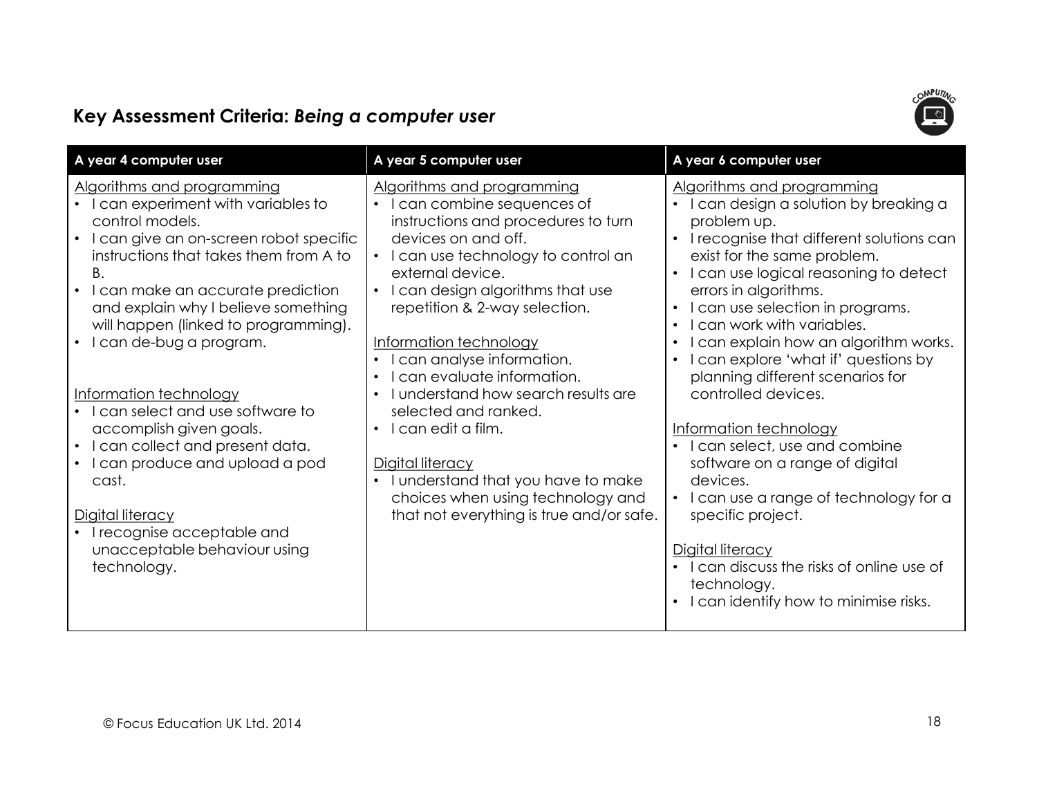## Key Assessment Criteria: *Being a computer user*

| A year 4 computer user | A year 5 computer user | A year 6 computer user |
|---|---|---|
| Algorithms and programming<br>• I can experiment with variables to control models.<br>• I can give an on-screen robot specific instructions that takes them from A to B.<br>• I can make an accurate prediction and explain why I believe something will happen (linked to programming).<br>• I can de-bug a program.<br><br>Information technology<br>• I can select and use software to accomplish given goals.<br>• I can collect and present data.<br>• I can produce and upload a pod cast.<br><br>Digital literacy<br>• I recognise acceptable and unacceptable behaviour using technology. | Algorithms and programming<br>• I can combine sequences of instructions and procedures to turn devices on and off.<br>• I can use technology to control an external device.<br>• I can design algorithms that use repetition & 2-way selection.<br><br>Information technology<br>• I can analyse information.<br>• I can evaluate information.<br>• I understand how search results are selected and ranked.<br>• I can edit a film.<br><br>Digital literacy<br>• I understand that you have to make choices when using technology and that not everything is true and/or safe. | Algorithms and programming<br>• I can design a solution by breaking a problem up.<br>• I recognise that different solutions can exist for the same problem.<br>• I can use logical reasoning to detect errors in algorithms.<br>• I can use selection in programs.<br>• I can work with variables.<br>• I can explain how an algorithm works.<br>• I can explore 'what if' questions by planning different scenarios for controlled devices.<br><br>Information technology<br>• I can select, use and combine software on a range of digital devices.<br>• I can use a range of technology for a specific project.<br><br>Digital literacy<br>• I can discuss the risks of online use of technology.<br>• I can identify how to minimise risks. |

© Focus Education UK Ltd. 2014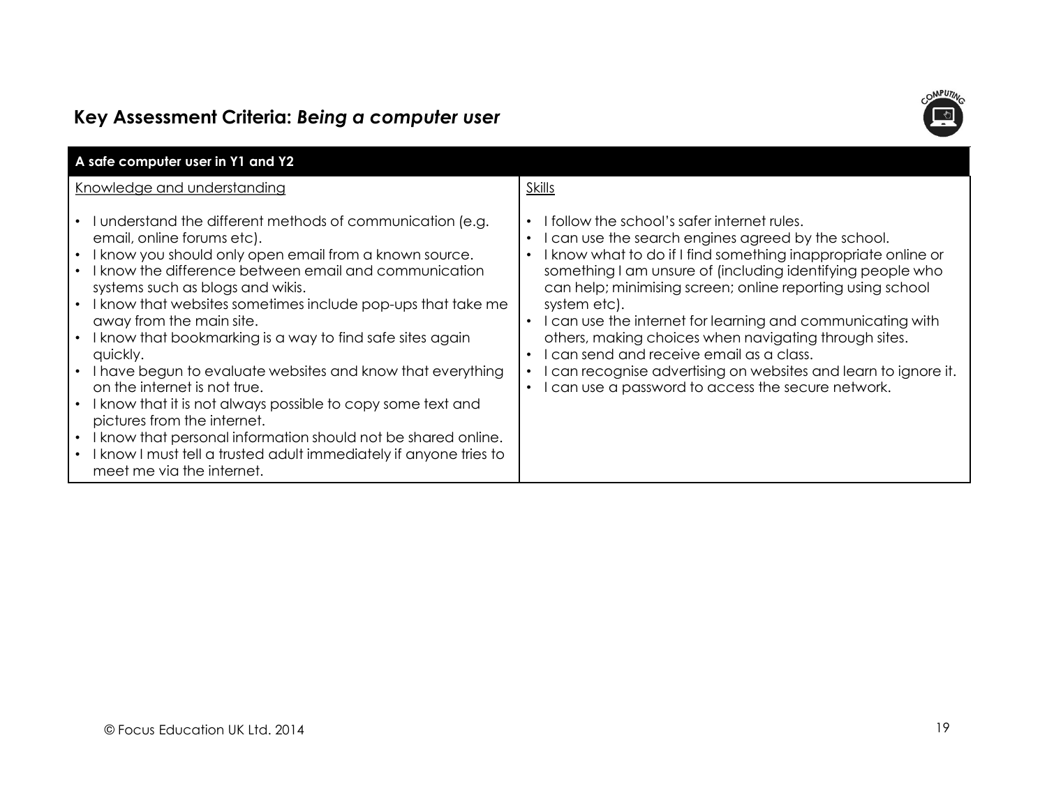## Key Assessment Criteria: *Being a computer user*

| A safe computer user in Y1 and Y2 | |
|---|---|
| Knowledge and understanding | Skills |
| • I understand the different methods of communication (e.g. email, online forums etc).<br>• I know you should only open email from a known source.<br>• I know the difference between email and communication systems such as blogs and wikis.<br>• I know that websites sometimes include pop-ups that take me away from the main site.<br>• I know that bookmarking is a way to find safe sites again quickly.<br>• I have begun to evaluate websites and know that everything on the internet is not true.<br>• I know that it is not always possible to copy some text and pictures from the internet.<br>• I know that personal information should not be shared online.<br>• I know I must tell a trusted adult immediately if anyone tries to meet me via the internet. | • I follow the school's safer internet rules.<br>• I can use the search engines agreed by the school.<br>• I know what to do if I find something inappropriate online or something I am unsure of (including identifying people who can help; minimising screen; online reporting using school system etc).<br>• I can use the internet for learning and communicating with others, making choices when navigating through sites.<br>• I can send and receive email as a class.<br>• I can recognise advertising on websites and learn to ignore it.<br>• I can use a password to access the secure network. |

© Focus Education UK Ltd. 2014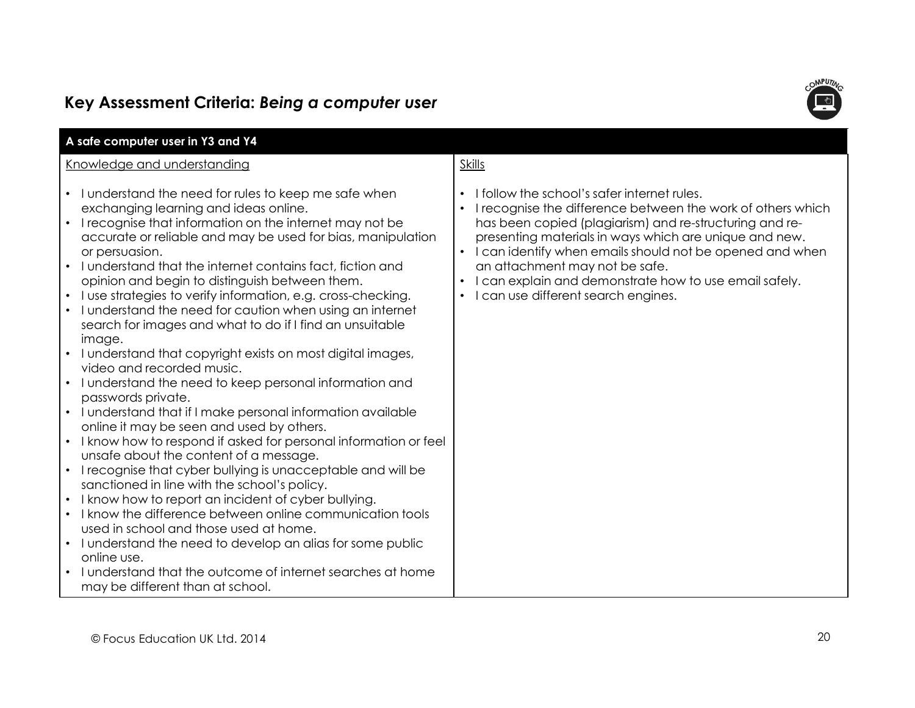## Key Assessment Criteria: *Being a computer user*

| A safe computer user in Y3 and Y4 | |
|---|---|
| Knowledge and understanding | Skills |
| • I understand the need for rules to keep me safe when exchanging learning and ideas online.<br>• I recognise that information on the internet may not be accurate or reliable and may be used for bias, manipulation or persuasion.<br>• I understand that the internet contains fact, fiction and opinion and begin to distinguish between them.<br>• I use strategies to verify information, e.g. cross-checking.<br>• I understand the need for caution when using an internet search for images and what to do if I find an unsuitable image.<br>• I understand that copyright exists on most digital images, video and recorded music.<br>• I understand the need to keep personal information and passwords private.<br>• I understand that if I make personal information available online it may be seen and used by others.<br>• I know how to respond if asked for personal information or feel unsafe about the content of a message.<br>• I recognise that cyber bullying is unacceptable and will be sanctioned in line with the school's policy.<br>• I know how to report an incident of cyber bullying.<br>• I know the difference between online communication tools used in school and those used at home.<br>• I understand the need to develop an alias for some public online use.<br>• I understand that the outcome of internet searches at home may be different than at school. | • I follow the school's safer internet rules.<br>• I recognise the difference between the work of others which has been copied (plagiarism) and re-structuring and re-presenting materials in ways which are unique and new.<br>• I can identify when emails should not be opened and when an attachment may not be safe.<br>• I can explain and demonstrate how to use email safely.<br>• I can use different search engines. |

© Focus Education UK Ltd. 2014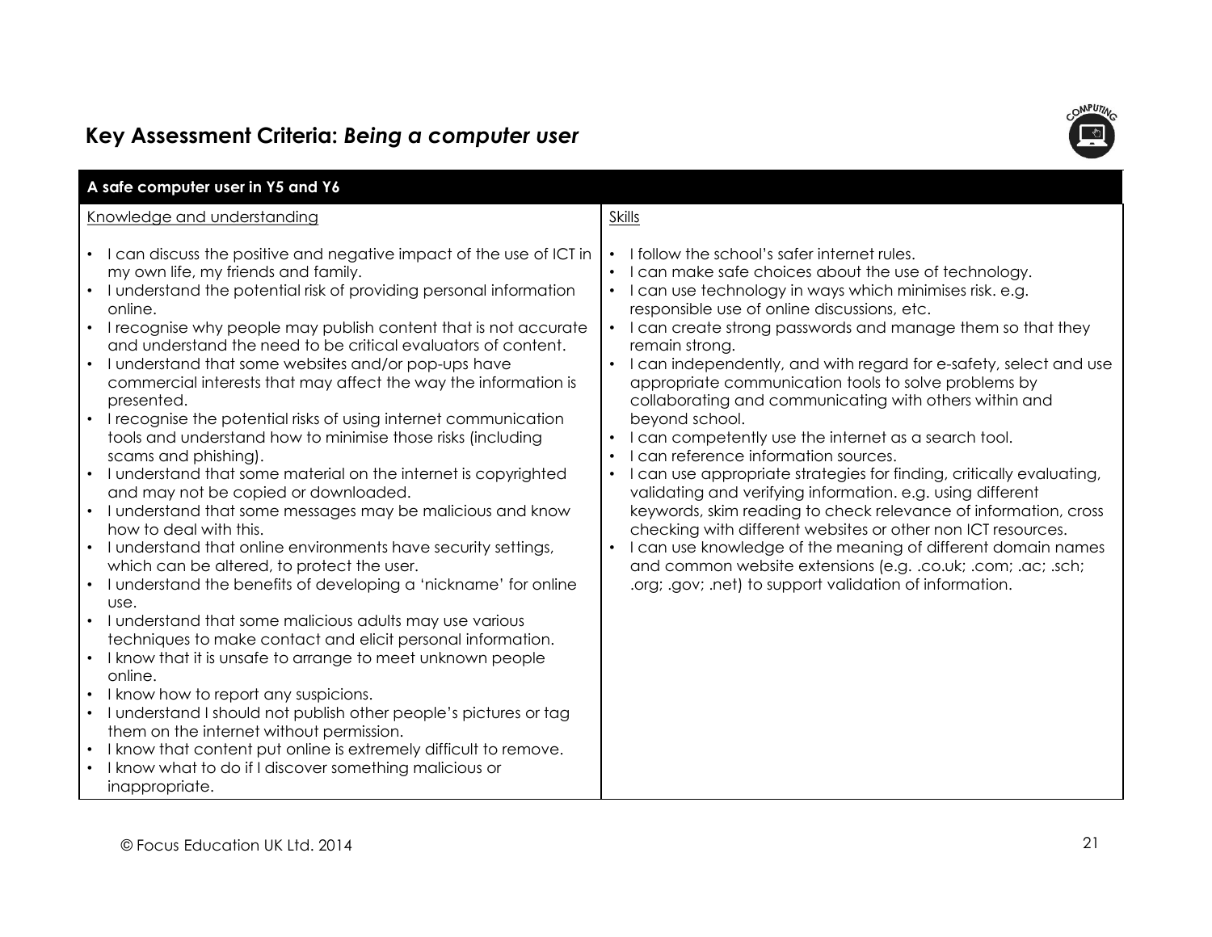## Key Assessment Criteria: *Being a computer user*

| A safe computer user in Y5 and Y6 | |
|---|---|
| Knowledge and understanding<br><br>• I can discuss the positive and negative impact of the use of ICT in my own life, my friends and family.<br>• I understand the potential risk of providing personal information online.<br>• I recognise why people may publish content that is not accurate and understand the need to be critical evaluators of content.<br>• I understand that some websites and/or pop-ups have commercial interests that may affect the way the information is presented.<br>• I recognise the potential risks of using internet communication tools and understand how to minimise those risks (including scams and phishing).<br>• I understand that some material on the internet is copyrighted and may not be copied or downloaded.<br>• I understand that some messages may be malicious and know how to deal with this.<br>• I understand that online environments have security settings, which can be altered, to protect the user.<br>• I understand the benefits of developing a 'nickname' for online use.<br>• I understand that some malicious adults may use various techniques to make contact and elicit personal information.<br>• I know that it is unsafe to arrange to meet unknown people online.<br>• I know how to report any suspicions.<br>• I understand I should not publish other people's pictures or tag them on the internet without permission.<br>• I know that content put online is extremely difficult to remove.<br>• I know what to do if I discover something malicious or inappropriate. | Skills<br><br>• I follow the school's safer internet rules.<br>• I can make safe choices about the use of technology.<br>• I can use technology in ways which minimises risk. e.g. responsible use of online discussions, etc.<br>• I can create strong passwords and manage them so that they remain strong.<br>• I can independently, and with regard for e-safety, select and use appropriate communication tools to solve problems by collaborating and communicating with others within and beyond school.<br>• I can competently use the internet as a search tool.<br>• I can reference information sources.<br>• I can use appropriate strategies for finding, critically evaluating, validating and verifying information. e.g. using different keywords, skim reading to check relevance of information, cross checking with different websites or other non ICT resources.<br>• I can use knowledge of the meaning of different domain names and common website extensions (e.g. .co.uk; .com; .ac; .sch; .org; .gov; .net) to support validation of information. |

© Focus Education UK Ltd. 2014